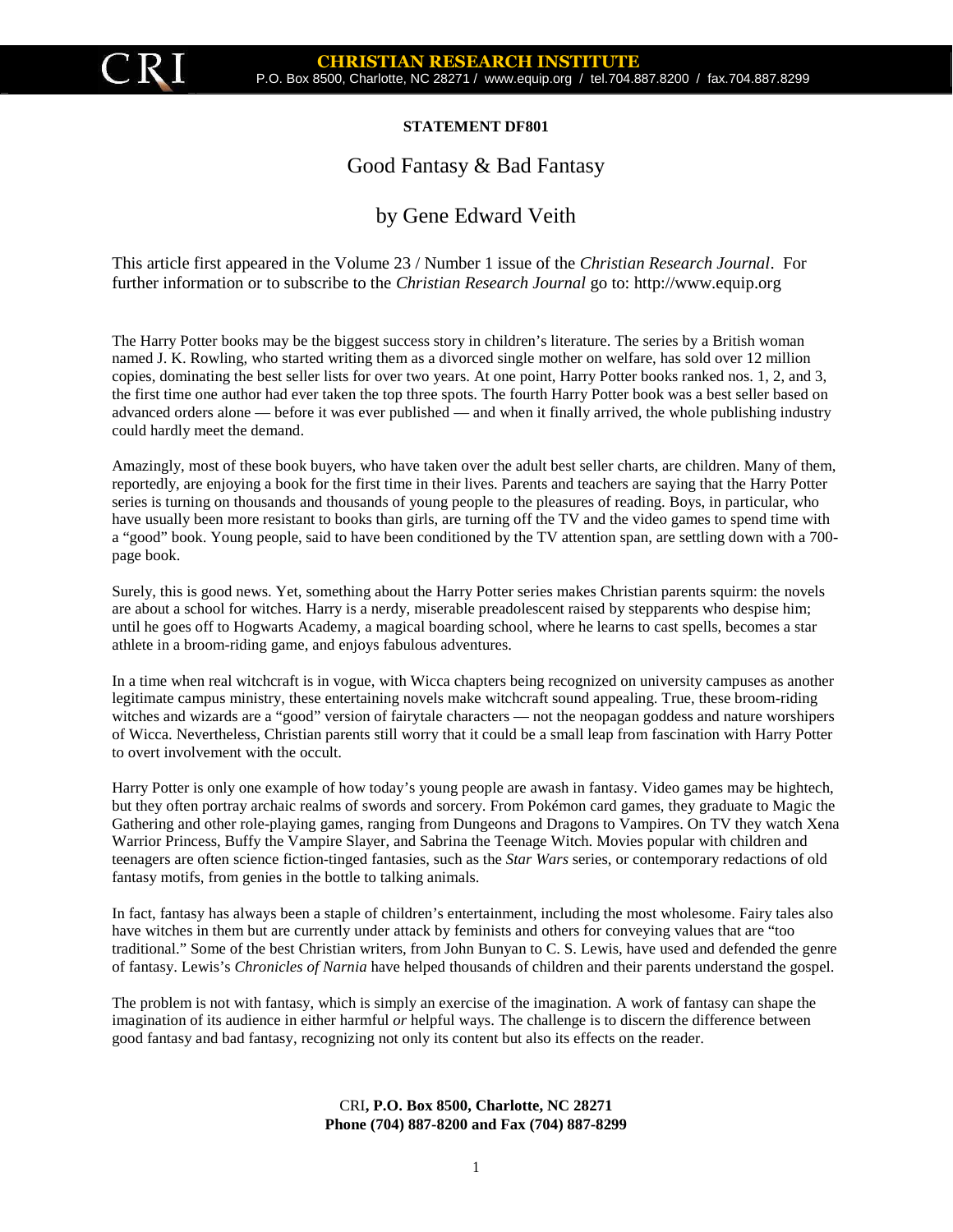**STATEMENT DF801**

# Good Fantasy & Bad Fantasy

## by Gene Edward Veith

This article first appeared in the Volume 23 / Number 1 issue of the *Christian Research Journal*. For further information or to subscribe to the *Christian Research Journal* go to: http://www.equip.org

The Harry Potter books may be the biggest success story in children's literature. The series by a British woman named J. K. Rowling, who started writing them as a divorced single mother on welfare, has sold over 12 million copies, dominating the best seller lists for over two years. At one point, Harry Potter books ranked nos. 1, 2, and 3, the first time one author had ever taken the top three spots. The fourth Harry Potter book was a best seller based on advanced orders alone — before it was ever published — and when it finally arrived, the whole publishing industry could hardly meet the demand.

Amazingly, most of these book buyers, who have taken over the adult best seller charts, are children. Many of them, reportedly, are enjoying a book for the first time in their lives. Parents and teachers are saying that the Harry Potter series is turning on thousands and thousands of young people to the pleasures of reading. Boys, in particular, who have usually been more resistant to books than girls, are turning off the TV and the video games to spend time with a "good" book. Young people, said to have been conditioned by the TV attention span, are settling down with a 700-page book.

Surely, this is good news. Yet, something about the Harry Potter series makes Christian parents squirm: the novels are about a school for witches. Harry is a nerdy, miserable preadolescent raised by stepparents who despise him; until he goes off to Hogwarts Academy, a magical boarding school, where he learns to cast spells, becomes a star athlete in a broom-riding game, and enjoys fabulous adventures.

In a time when real witchcraft is in vogue, with Wicca chapters being recognized on university campuses as another legitimate campus ministry, these entertaining novels make witchcraft sound appealing. True, these broom-riding witches and wizards are a "good" version of fairytale characters — not the neopagan goddess and nature worshipers of Wicca. Nevertheless, Christian parents still worry that it could be a small leap from fascination with Harry Potter to overt involvement with the occult.

Harry Potter is only one example of how today's young people are awash in fantasy. Video games may be hightech, but they often portray archaic realms of swords and sorcery. From Pokémon card games, they graduate to Magic the Gathering and other role-playing games, ranging from Dungeons and Dragons to Vampires. On TV they watch Xena Warrior Princess, Buffy the Vampire Slayer, and Sabrina the Teenage Witch. Movies popular with children and teenagers are often science fiction-tinged fantasies, such as the *Star Wars* series, or contemporary redactions of old fantasy motifs, from genies in the bottle to talking animals.

In fact, fantasy has always been a staple of children's entertainment, including the most wholesome. Fairy tales also have witches in them but are currently under attack by feminists and others for conveying values that are "too traditional." Some of the best Christian writers, from John Bunyan to C. S. Lewis, have used and defended the genre of fantasy. Lewis's *Chronicles of Narnia* have helped thousands of children and their parents understand the gospel.

The problem is not with fantasy, which is simply an exercise of the imagination. A work of fantasy can shape the imagination of its audience in either harmful *or* helpful ways. The challenge is to discern the difference between good fantasy and bad fantasy, recognizing not only its content but also its effects on the reader.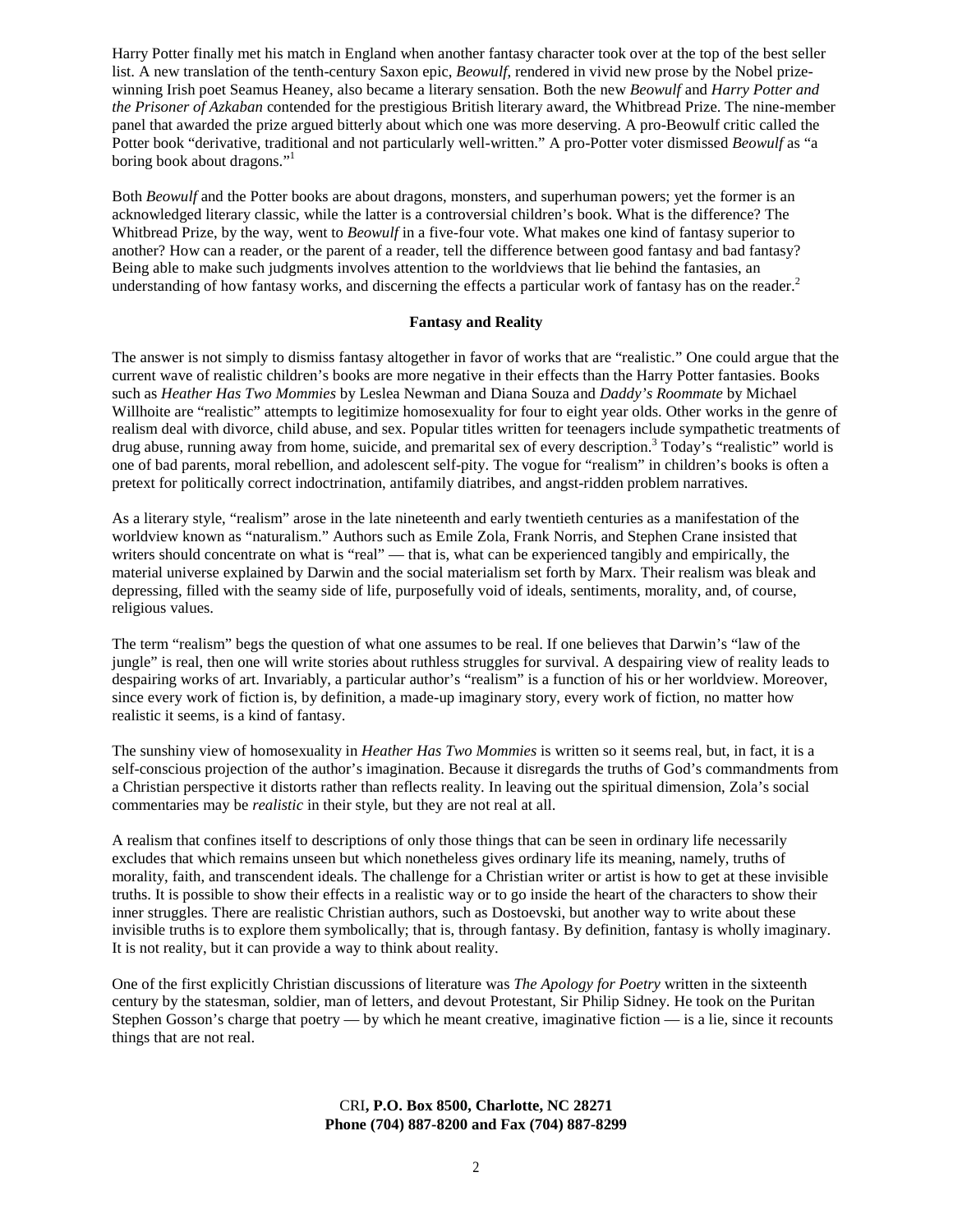Harry Potter finally met his match in England when another fantasy character took over at the top of the best seller list. A new translation of the tenth-century Saxon epic, *Beowulf*, rendered in vivid new prose by the Nobel prize-winning Irish poet Seamus Heaney, also became a literary sensation. Both the new *Beowulf* and *Harry Potter and the Prisoner of Azkaban* contended for the prestigious British literary award, the Whitbread Prize. The nine-member panel that awarded the prize argued bitterly about which one was more deserving. A pro-Beowulf critic called the Potter book "derivative, traditional and not particularly well-written." A pro-Potter voter dismissed *Beowulf* as "a boring book about dragons."[1]

Both *Beowulf* and the Potter books are about dragons, monsters, and superhuman powers; yet the former is an acknowledged literary classic, while the latter is a controversial children's book. What is the difference? The Whitbread Prize, by the way, went to *Beowulf* in a five-four vote. What makes one kind of fantasy superior to another? How can a reader, or the parent of a reader, tell the difference between good fantasy and bad fantasy? Being able to make such judgments involves attention to the worldviews that lie behind the fantasies, an understanding of how fantasy works, and discerning the effects a particular work of fantasy has on the reader.[2]

## Fantasy and Reality

The answer is not simply to dismiss fantasy altogether in favor of works that are "realistic." One could argue that the current wave of realistic children's books are more negative in their effects than the Harry Potter fantasies. Books such as *Heather Has Two Mommies* by Leslea Newman and Diana Souza and *Daddy's Roommate* by Michael Willhoite are "realistic" attempts to legitimize homosexuality for four to eight year olds. Other works in the genre of realism deal with divorce, child abuse, and sex. Popular titles written for teenagers include sympathetic treatments of drug abuse, running away from home, suicide, and premarital sex of every description.[3] Today's "realistic" world is one of bad parents, moral rebellion, and adolescent self-pity. The vogue for "realism" in children's books is often a pretext for politically correct indoctrination, antifamily diatribes, and angst-ridden problem narratives.

As a literary style, "realism" arose in the late nineteenth and early twentieth centuries as a manifestation of the worldview known as "naturalism." Authors such as Emile Zola, Frank Norris, and Stephen Crane insisted that writers should concentrate on what is "real" — that is, what can be experienced tangibly and empirically, the material universe explained by Darwin and the social materialism set forth by Marx. Their realism was bleak and depressing, filled with the seamy side of life, purposefully void of ideals, sentiments, morality, and, of course, religious values.

The term "realism" begs the question of what one assumes to be real. If one believes that Darwin's "law of the jungle" is real, then one will write stories about ruthless struggles for survival. A despairing view of reality leads to despairing works of art. Invariably, a particular author's "realism" is a function of his or her worldview. Moreover, since every work of fiction is, by definition, a made-up imaginary story, every work of fiction, no matter how realistic it seems, is a kind of fantasy.

The sunshiny view of homosexuality in *Heather Has Two Mommies* is written so it seems real, but, in fact, it is a self-conscious projection of the author's imagination. Because it disregards the truths of God's commandments from a Christian perspective it distorts rather than reflects reality. In leaving out the spiritual dimension, Zola's social commentaries may be *realistic* in their style, but they are not real at all.

A realism that confines itself to descriptions of only those things that can be seen in ordinary life necessarily excludes that which remains unseen but which nonetheless gives ordinary life its meaning, namely, truths of morality, faith, and transcendent ideals. The challenge for a Christian writer or artist is how to get at these invisible truths. It is possible to show their effects in a realistic way or to go inside the heart of the characters to show their inner struggles. There are realistic Christian authors, such as Dostoevski, but another way to write about these invisible truths is to explore them symbolically; that is, through fantasy. By definition, fantasy is wholly imaginary. It is not reality, but it can provide a way to think about reality.

One of the first explicitly Christian discussions of literature was *The Apology for Poetry* written in the sixteenth century by the statesman, soldier, man of letters, and devout Protestant, Sir Philip Sidney. He took on the Puritan Stephen Gosson's charge that poetry — by which he meant creative, imaginative fiction — is a lie, since it recounts things that are not real.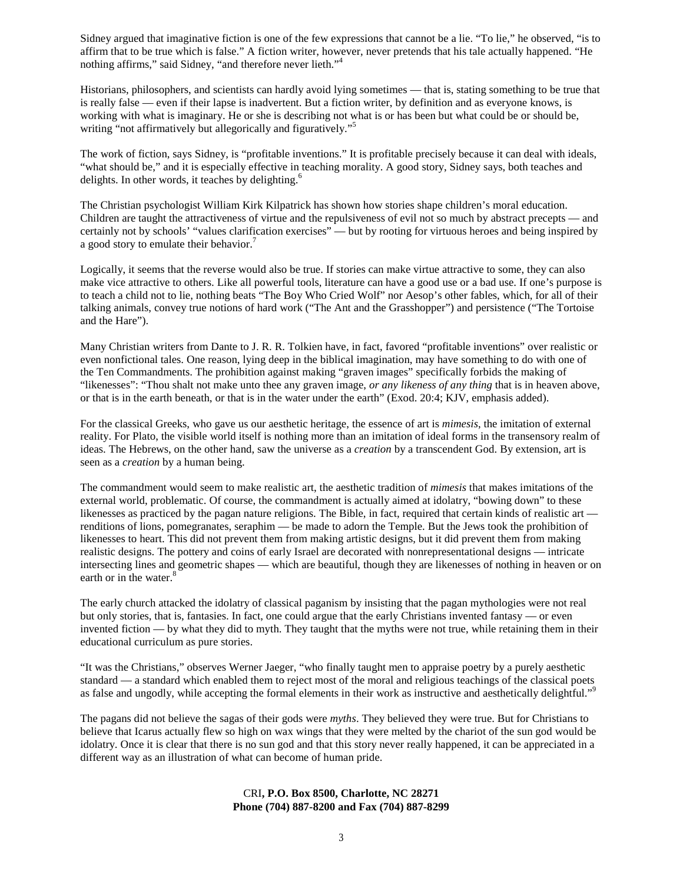Sidney argued that imaginative fiction is one of the few expressions that cannot be a lie. "To lie," he observed, "is to affirm that to be true which is false." A fiction writer, however, never pretends that his tale actually happened. "He nothing affirms," said Sidney, "and therefore never lieth."[4]

Historians, philosophers, and scientists can hardly avoid lying sometimes — that is, stating something to be true that is really false — even if their lapse is inadvertent. But a fiction writer, by definition and as everyone knows, is working with what is imaginary. He or she is describing not what is or has been but what could be or should be, writing "not affirmatively but allegorically and figuratively."[5]

The work of fiction, says Sidney, is "profitable inventions." It is profitable precisely because it can deal with ideals, "what should be," and it is especially effective in teaching morality. A good story, Sidney says, both teaches and delights. In other words, it teaches by delighting.[6]

The Christian psychologist William Kirk Kilpatrick has shown how stories shape children's moral education. Children are taught the attractiveness of virtue and the repulsiveness of evil not so much by abstract precepts — and certainly not by schools' "values clarification exercises" — but by rooting for virtuous heroes and being inspired by a good story to emulate their behavior.[7]

Logically, it seems that the reverse would also be true. If stories can make virtue attractive to some, they can also make vice attractive to others. Like all powerful tools, literature can have a good use or a bad use. If one's purpose is to teach a child not to lie, nothing beats "The Boy Who Cried Wolf" nor Aesop's other fables, which, for all of their talking animals, convey true notions of hard work ("The Ant and the Grasshopper") and persistence ("The Tortoise and the Hare").

Many Christian writers from Dante to J. R. R. Tolkien have, in fact, favored "profitable inventions" over realistic or even nonfictional tales. One reason, lying deep in the biblical imagination, may have something to do with one of the Ten Commandments. The prohibition against making "graven images" specifically forbids the making of "likenesses": "Thou shalt not make unto thee any graven image, *or any likeness of any thing* that is in heaven above, or that is in the earth beneath, or that is in the water under the earth" (Exod. 20:4; KJV, emphasis added).

For the classical Greeks, who gave us our aesthetic heritage, the essence of art is *mimesis*, the imitation of external reality. For Plato, the visible world itself is nothing more than an imitation of ideal forms in the transensory realm of ideas. The Hebrews, on the other hand, saw the universe as a *creation* by a transcendent God. By extension, art is seen as a *creation* by a human being.

The commandment would seem to make realistic art, the aesthetic tradition of *mimesis* that makes imitations of the external world, problematic. Of course, the commandment is actually aimed at idolatry, "bowing down" to these likenesses as practiced by the pagan nature religions. The Bible, in fact, required that certain kinds of realistic art — renditions of lions, pomegranates, seraphim — be made to adorn the Temple. But the Jews took the prohibition of likenesses to heart. This did not prevent them from making artistic designs, but it did prevent them from making realistic designs. The pottery and coins of early Israel are decorated with nonrepresentational designs — intricate intersecting lines and geometric shapes — which are beautiful, though they are likenesses of nothing in heaven or on earth or in the water.[8]

The early church attacked the idolatry of classical paganism by insisting that the pagan mythologies were not real but only stories, that is, fantasies. In fact, one could argue that the early Christians invented fantasy — or even invented fiction — by what they did to myth. They taught that the myths were not true, while retaining them in their educational curriculum as pure stories.

"It was the Christians," observes Werner Jaeger, "who finally taught men to appraise poetry by a purely aesthetic standard — a standard which enabled them to reject most of the moral and religious teachings of the classical poets as false and ungodly, while accepting the formal elements in their work as instructive and aesthetically delightful."[9]

The pagans did not believe the sagas of their gods were *myths*. They believed they were true. But for Christians to believe that Icarus actually flew so high on wax wings that they were melted by the chariot of the sun god would be idolatry. Once it is clear that there is no sun god and that this story never really happened, it can be appreciated in a different way as an illustration of what can become of human pride.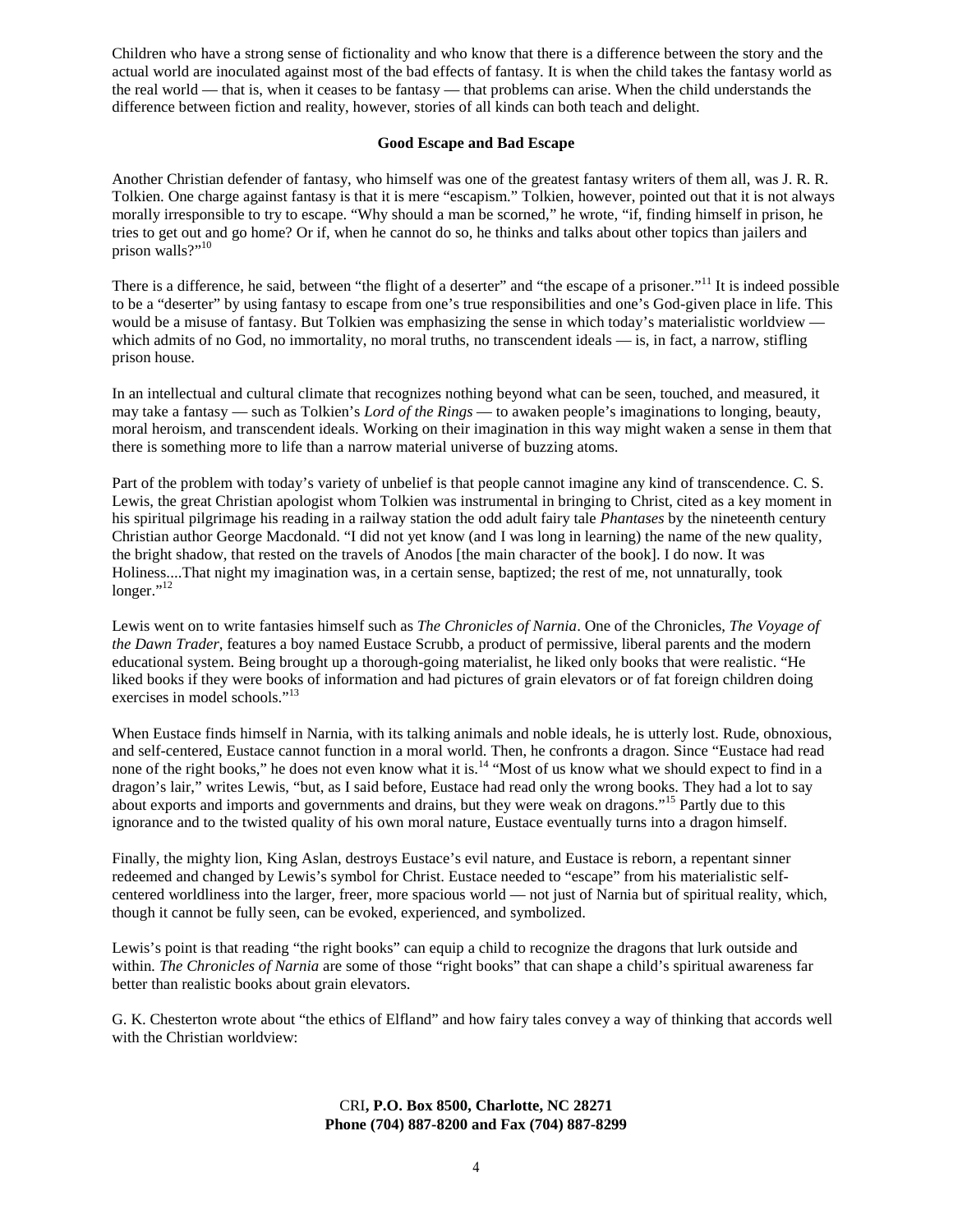Children who have a strong sense of fictionality and who know that there is a difference between the story and the actual world are inoculated against most of the bad effects of fantasy. It is when the child takes the fantasy world as the real world — that is, when it ceases to be fantasy — that problems can arise. When the child understands the difference between fiction and reality, however, stories of all kinds can both teach and delight.

**Good Escape and Bad Escape**

Another Christian defender of fantasy, who himself was one of the greatest fantasy writers of them all, was J. R. R. Tolkien. One charge against fantasy is that it is mere "escapism." Tolkien, however, pointed out that it is not always morally irresponsible to try to escape. "Why should a man be scorned," he wrote, "if, finding himself in prison, he tries to get out and go home? Or if, when he cannot do so, he thinks and talks about other topics than jailers and prison walls?"[10]

There is a difference, he said, between "the flight of a deserter" and "the escape of a prisoner."[11] It is indeed possible to be a "deserter" by using fantasy to escape from one's true responsibilities and one's God-given place in life. This would be a misuse of fantasy. But Tolkien was emphasizing the sense in which today's materialistic worldview — which admits of no God, no immortality, no moral truths, no transcendent ideals — is, in fact, a narrow, stifling prison house.

In an intellectual and cultural climate that recognizes nothing beyond what can be seen, touched, and measured, it may take a fantasy — such as Tolkien's *Lord of the Rings* — to awaken people's imaginations to longing, beauty, moral heroism, and transcendent ideals. Working on their imagination in this way might waken a sense in them that there is something more to life than a narrow material universe of buzzing atoms.

Part of the problem with today's variety of unbelief is that people cannot imagine any kind of transcendence. C. S. Lewis, the great Christian apologist whom Tolkien was instrumental in bringing to Christ, cited as a key moment in his spiritual pilgrimage his reading in a railway station the odd adult fairy tale *Phantases* by the nineteenth century Christian author George Macdonald. "I did not yet know (and I was long in learning) the name of the new quality, the bright shadow, that rested on the travels of Anodos [the main character of the book]. I do now. It was Holiness....That night my imagination was, in a certain sense, baptized; the rest of me, not unnaturally, took longer."[12]

Lewis went on to write fantasies himself such as *The Chronicles of Narnia*. One of the Chronicles, *The Voyage of the Dawn Trader*, features a boy named Eustace Scrubb, a product of permissive, liberal parents and the modern educational system. Being brought up a thorough-going materialist, he liked only books that were realistic. "He liked books if they were books of information and had pictures of grain elevators or of fat foreign children doing exercises in model schools."[13]

When Eustace finds himself in Narnia, with its talking animals and noble ideals, he is utterly lost. Rude, obnoxious, and self-centered, Eustace cannot function in a moral world. Then, he confronts a dragon. Since "Eustace had read none of the right books," he does not even know what it is.[14] "Most of us know what we should expect to find in a dragon's lair," writes Lewis, "but, as I said before, Eustace had read only the wrong books. They had a lot to say about exports and imports and governments and drains, but they were weak on dragons."[15] Partly due to this ignorance and to the twisted quality of his own moral nature, Eustace eventually turns into a dragon himself.

Finally, the mighty lion, King Aslan, destroys Eustace's evil nature, and Eustace is reborn, a repentant sinner redeemed and changed by Lewis's symbol for Christ. Eustace needed to "escape" from his materialistic self-centered worldliness into the larger, freer, more spacious world — not just of Narnia but of spiritual reality, which, though it cannot be fully seen, can be evoked, experienced, and symbolized.

Lewis's point is that reading "the right books" can equip a child to recognize the dragons that lurk outside and within. *The Chronicles of Narnia* are some of those "right books" that can shape a child's spiritual awareness far better than realistic books about grain elevators.

G. K. Chesterton wrote about "the ethics of Elfland" and how fairy tales convey a way of thinking that accords well with the Christian worldview: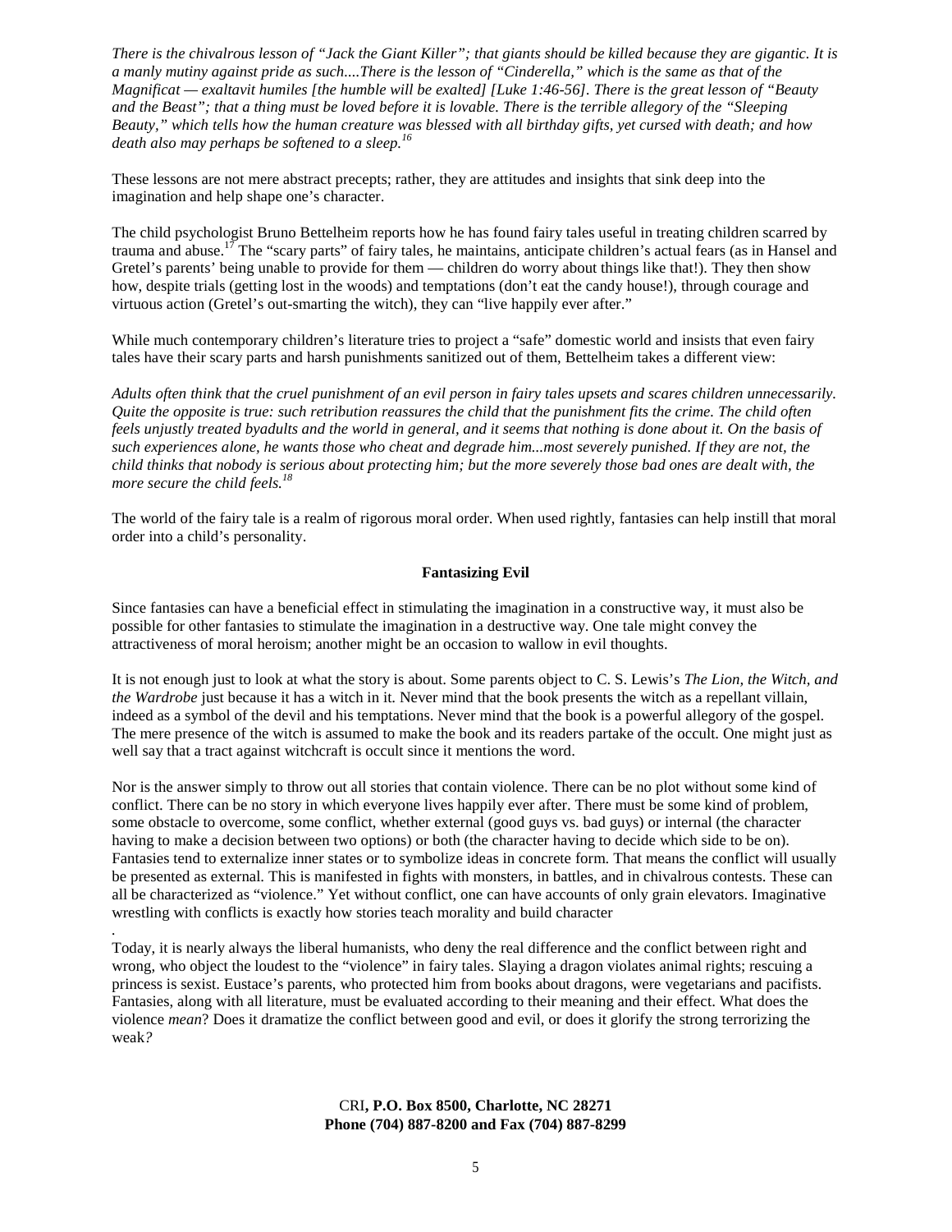*There is the chivalrous lesson of "Jack the Giant Killer"; that giants should be killed because they are gigantic. It is a manly mutiny against pride as such....There is the lesson of "Cinderella," which is the same as that of the Magnificat — exaltavit humiles [the humble will be exalted] [Luke 1:46-56]. There is the great lesson of "Beauty and the Beast"; that a thing must be loved before it is lovable. There is the terrible allegory of the "Sleeping Beauty," which tells how the human creature was blessed with all birthday gifts, yet cursed with death; and how death also may perhaps be softened to a sleep.*[16]

These lessons are not mere abstract precepts; rather, they are attitudes and insights that sink deep into the imagination and help shape one's character.

The child psychologist Bruno Bettelheim reports how he has found fairy tales useful in treating children scarred by trauma and abuse.[17] The "scary parts" of fairy tales, he maintains, anticipate children's actual fears (as in Hansel and Gretel's parents' being unable to provide for them — children do worry about things like that!). They then show how, despite trials (getting lost in the woods) and temptations (don't eat the candy house!), through courage and virtuous action (Gretel's out-smarting the witch), they can "live happily ever after."

While much contemporary children's literature tries to project a "safe" domestic world and insists that even fairy tales have their scary parts and harsh punishments sanitized out of them, Bettelheim takes a different view:

*Adults often think that the cruel punishment of an evil person in fairy tales upsets and scares children unnecessarily. Quite the opposite is true: such retribution reassures the child that the punishment fits the crime. The child often feels unjustly treated byadults and the world in general, and it seems that nothing is done about it. On the basis of such experiences alone, he wants those who cheat and degrade him...most severely punished. If they are not, the child thinks that nobody is serious about protecting him; but the more severely those bad ones are dealt with, the more secure the child feels.*[18]

The world of the fairy tale is a realm of rigorous moral order. When used rightly, fantasies can help instill that moral order into a child's personality.

**Fantasizing Evil**

Since fantasies can have a beneficial effect in stimulating the imagination in a constructive way, it must also be possible for other fantasies to stimulate the imagination in a destructive way. One tale might convey the attractiveness of moral heroism; another might be an occasion to wallow in evil thoughts.

It is not enough just to look at what the story is about. Some parents object to C. S. Lewis's *The Lion, the Witch, and the Wardrobe* just because it has a witch in it. Never mind that the book presents the witch as a repellant villain, indeed as a symbol of the devil and his temptations. Never mind that the book is a powerful allegory of the gospel. The mere presence of the witch is assumed to make the book and its readers partake of the occult. One might just as well say that a tract against witchcraft is occult since it mentions the word.

Nor is the answer simply to throw out all stories that contain violence. There can be no plot without some kind of conflict. There can be no story in which everyone lives happily ever after. There must be some kind of problem, some obstacle to overcome, some conflict, whether external (good guys vs. bad guys) or internal (the character having to make a decision between two options) or both (the character having to decide which side to be on). Fantasies tend to externalize inner states or to symbolize ideas in concrete form. That means the conflict will usually be presented as external. This is manifested in fights with monsters, in battles, and in chivalrous contests. These can all be characterized as "violence." Yet without conflict, one can have accounts of only grain elevators. Imaginative wrestling with conflicts is exactly how stories teach morality and build character

.
Today, it is nearly always the liberal humanists, who deny the real difference and the conflict between right and wrong, who object the loudest to the "violence" in fairy tales. Slaying a dragon violates animal rights; rescuing a princess is sexist. Eustace's parents, who protected him from books about dragons, were vegetarians and pacifists. Fantasies, along with all literature, must be evaluated according to their meaning and their effect. What does the violence *mean*? Does it dramatize the conflict between good and evil, or does it glorify the strong terrorizing the weak?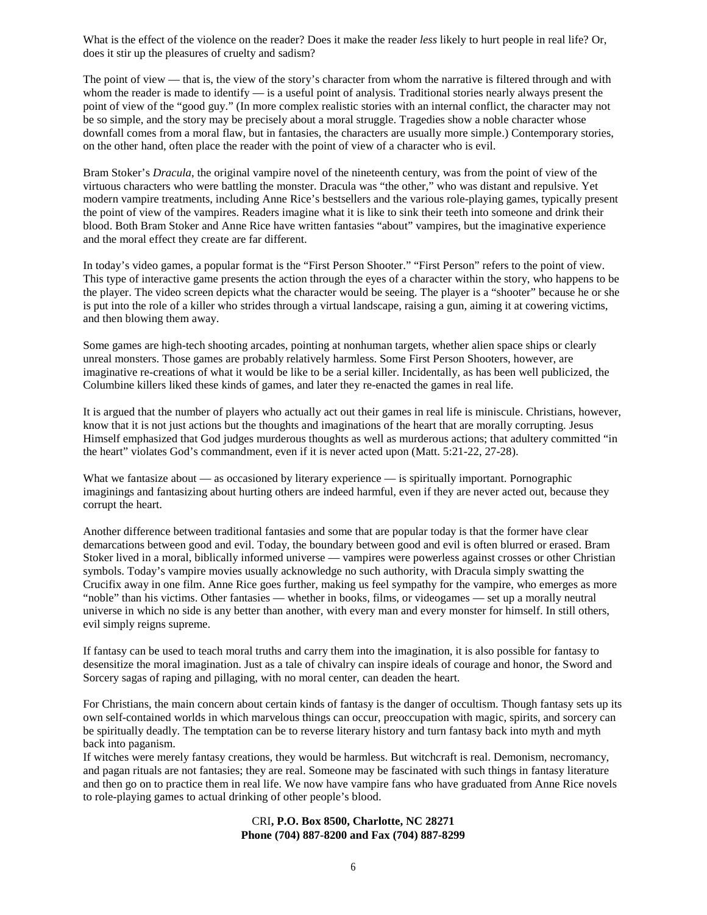What is the effect of the violence on the reader? Does it make the reader *less* likely to hurt people in real life? Or, does it stir up the pleasures of cruelty and sadism?

The point of view — that is, the view of the story's character from whom the narrative is filtered through and with whom the reader is made to identify — is a useful point of analysis. Traditional stories nearly always present the point of view of the "good guy." (In more complex realistic stories with an internal conflict, the character may not be so simple, and the story may be precisely about a moral struggle. Tragedies show a noble character whose downfall comes from a moral flaw, but in fantasies, the characters are usually more simple.) Contemporary stories, on the other hand, often place the reader with the point of view of a character who is evil.

Bram Stoker's *Dracula*, the original vampire novel of the nineteenth century, was from the point of view of the virtuous characters who were battling the monster. Dracula was "the other," who was distant and repulsive. Yet modern vampire treatments, including Anne Rice's bestsellers and the various role-playing games, typically present the point of view of the vampires. Readers imagine what it is like to sink their teeth into someone and drink their blood. Both Bram Stoker and Anne Rice have written fantasies "about" vampires, but the imaginative experience and the moral effect they create are far different.

In today's video games, a popular format is the "First Person Shooter." "First Person" refers to the point of view. This type of interactive game presents the action through the eyes of a character within the story, who happens to be the player. The video screen depicts what the character would be seeing. The player is a "shooter" because he or she is put into the role of a killer who strides through a virtual landscape, raising a gun, aiming it at cowering victims, and then blowing them away.

Some games are high-tech shooting arcades, pointing at nonhuman targets, whether alien space ships or clearly unreal monsters. Those games are probably relatively harmless. Some First Person Shooters, however, are imaginative re-creations of what it would be like to be a serial killer. Incidentally, as has been well publicized, the Columbine killers liked these kinds of games, and later they re-enacted the games in real life.

It is argued that the number of players who actually act out their games in real life is miniscule. Christians, however, know that it is not just actions but the thoughts and imaginations of the heart that are morally corrupting. Jesus Himself emphasized that God judges murderous thoughts as well as murderous actions; that adultery committed "in the heart" violates God's commandment, even if it is never acted upon (Matt. 5:21-22, 27-28).

What we fantasize about — as occasioned by literary experience — is spiritually important. Pornographic imaginings and fantasizing about hurting others are indeed harmful, even if they are never acted out, because they corrupt the heart.

Another difference between traditional fantasies and some that are popular today is that the former have clear demarcations between good and evil. Today, the boundary between good and evil is often blurred or erased. Bram Stoker lived in a moral, biblically informed universe — vampires were powerless against crosses or other Christian symbols. Today's vampire movies usually acknowledge no such authority, with Dracula simply swatting the Crucifix away in one film. Anne Rice goes further, making us feel sympathy for the vampire, who emerges as more "noble" than his victims. Other fantasies — whether in books, films, or videogames — set up a morally neutral universe in which no side is any better than another, with every man and every monster for himself. In still others, evil simply reigns supreme.

If fantasy can be used to teach moral truths and carry them into the imagination, it is also possible for fantasy to desensitize the moral imagination. Just as a tale of chivalry can inspire ideals of courage and honor, the Sword and Sorcery sagas of raping and pillaging, with no moral center, can deaden the heart.

For Christians, the main concern about certain kinds of fantasy is the danger of occultism. Though fantasy sets up its own self-contained worlds in which marvelous things can occur, preoccupation with magic, spirits, and sorcery can be spiritually deadly. The temptation can be to reverse literary history and turn fantasy back into myth and myth back into paganism.

If witches were merely fantasy creations, they would be harmless. But witchcraft is real. Demonism, necromancy, and pagan rituals are not fantasies; they are real. Someone may be fascinated with such things in fantasy literature and then go on to practice them in real life. We now have vampire fans who have graduated from Anne Rice novels to role-playing games to actual drinking of other people's blood.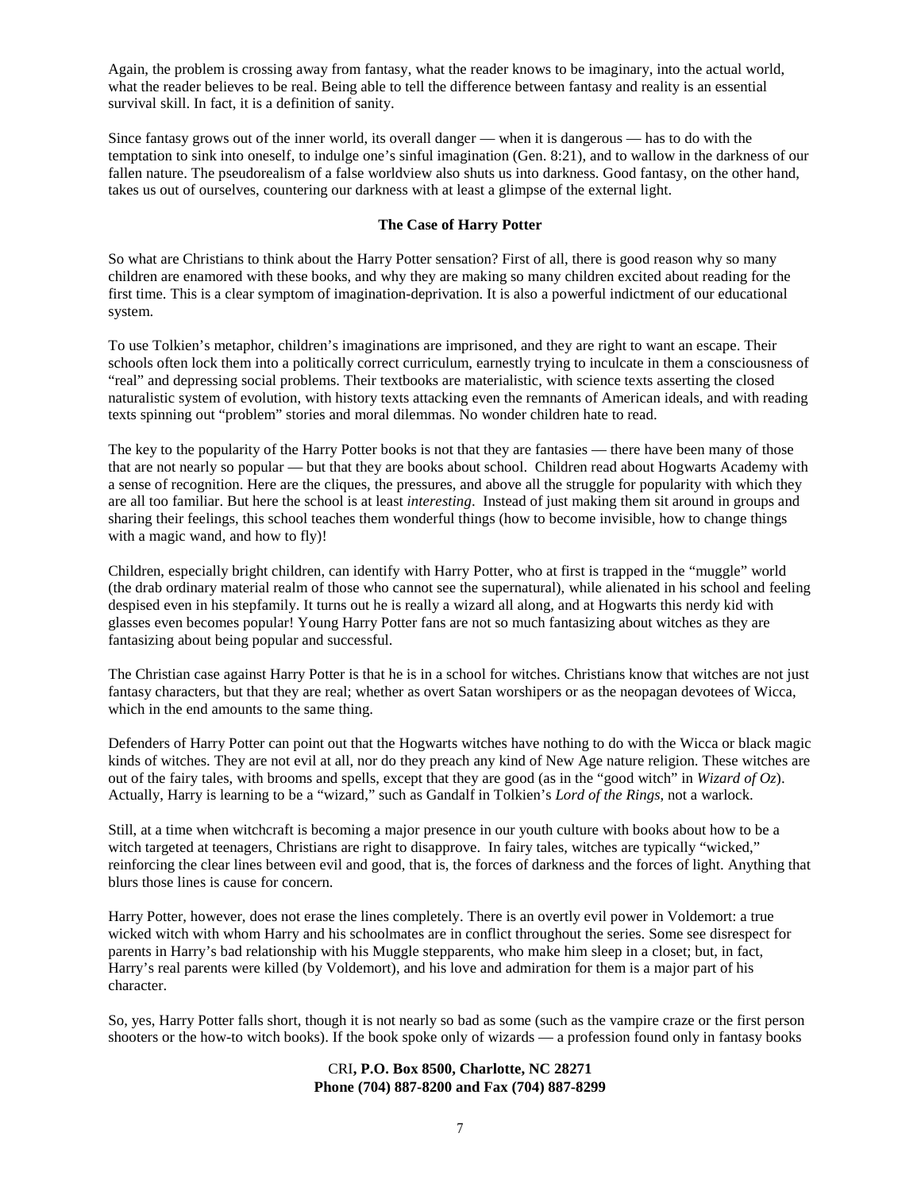Again, the problem is crossing away from fantasy, what the reader knows to be imaginary, into the actual world, what the reader believes to be real. Being able to tell the difference between fantasy and reality is an essential survival skill. In fact, it is a definition of sanity.

Since fantasy grows out of the inner world, its overall danger — when it is dangerous — has to do with the temptation to sink into oneself, to indulge one's sinful imagination (Gen. 8:21), and to wallow in the darkness of our fallen nature. The pseudorealism of a false worldview also shuts us into darkness. Good fantasy, on the other hand, takes us out of ourselves, countering our darkness with at least a glimpse of the external light.

**The Case of Harry Potter**

So what are Christians to think about the Harry Potter sensation? First of all, there is good reason why so many children are enamored with these books, and why they are making so many children excited about reading for the first time. This is a clear symptom of imagination-deprivation. It is also a powerful indictment of our educational system.

To use Tolkien's metaphor, children's imaginations are imprisoned, and they are right to want an escape. Their schools often lock them into a politically correct curriculum, earnestly trying to inculcate in them a consciousness of "real" and depressing social problems. Their textbooks are materialistic, with science texts asserting the closed naturalistic system of evolution, with history texts attacking even the remnants of American ideals, and with reading texts spinning out "problem" stories and moral dilemmas. No wonder children hate to read.

The key to the popularity of the Harry Potter books is not that they are fantasies — there have been many of those that are not nearly so popular — but that they are books about school. Children read about Hogwarts Academy with a sense of recognition. Here are the cliques, the pressures, and above all the struggle for popularity with which they are all too familiar. But here the school is at least *interesting*. Instead of just making them sit around in groups and sharing their feelings, this school teaches them wonderful things (how to become invisible, how to change things with a magic wand, and how to fly)!

Children, especially bright children, can identify with Harry Potter, who at first is trapped in the "muggle" world (the drab ordinary material realm of those who cannot see the supernatural), while alienated in his school and feeling despised even in his stepfamily. It turns out he is really a wizard all along, and at Hogwarts this nerdy kid with glasses even becomes popular! Young Harry Potter fans are not so much fantasizing about witches as they are fantasizing about being popular and successful.

The Christian case against Harry Potter is that he is in a school for witches. Christians know that witches are not just fantasy characters, but that they are real; whether as overt Satan worshipers or as the neopagan devotees of Wicca, which in the end amounts to the same thing.

Defenders of Harry Potter can point out that the Hogwarts witches have nothing to do with the Wicca or black magic kinds of witches. They are not evil at all, nor do they preach any kind of New Age nature religion. These witches are out of the fairy tales, with brooms and spells, except that they are good (as in the "good witch" in *Wizard of Oz*). Actually, Harry is learning to be a "wizard," such as Gandalf in Tolkien's *Lord of the Rings*, not a warlock.

Still, at a time when witchcraft is becoming a major presence in our youth culture with books about how to be a witch targeted at teenagers, Christians are right to disapprove. In fairy tales, witches are typically "wicked," reinforcing the clear lines between evil and good, that is, the forces of darkness and the forces of light. Anything that blurs those lines is cause for concern.

Harry Potter, however, does not erase the lines completely. There is an overtly evil power in Voldemort: a true wicked witch with whom Harry and his schoolmates are in conflict throughout the series. Some see disrespect for parents in Harry's bad relationship with his Muggle stepparents, who make him sleep in a closet; but, in fact, Harry's real parents were killed (by Voldemort), and his love and admiration for them is a major part of his character.

So, yes, Harry Potter falls short, though it is not nearly so bad as some (such as the vampire craze or the first person shooters or the how-to witch books). If the book spoke only of wizards — a profession found only in fantasy books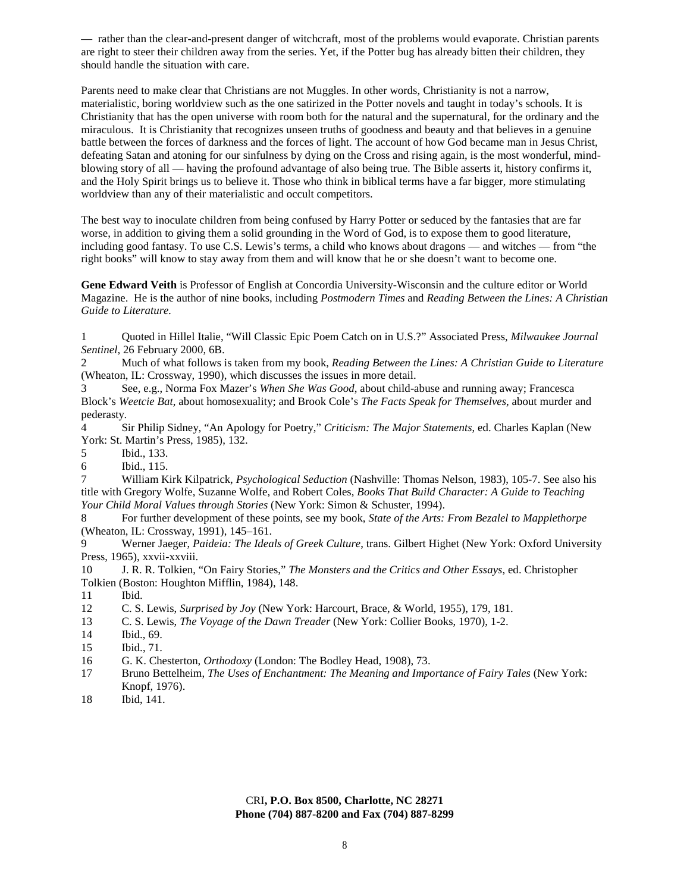— rather than the clear-and-present danger of witchcraft, most of the problems would evaporate. Christian parents are right to steer their children away from the series. Yet, if the Potter bug has already bitten their children, they should handle the situation with care.

Parents need to make clear that Christians are not Muggles. In other words, Christianity is not a narrow, materialistic, boring worldview such as the one satirized in the Potter novels and taught in today's schools. It is Christianity that has the open universe with room both for the natural and the supernatural, for the ordinary and the miraculous. It is Christianity that recognizes unseen truths of goodness and beauty and that believes in a genuine battle between the forces of darkness and the forces of light. The account of how God became man in Jesus Christ, defeating Satan and atoning for our sinfulness by dying on the Cross and rising again, is the most wonderful, mind-blowing story of all — having the profound advantage of also being true. The Bible asserts it, history confirms it, and the Holy Spirit brings us to believe it. Those who think in biblical terms have a far bigger, more stimulating worldview than any of their materialistic and occult competitors.

The best way to inoculate children from being confused by Harry Potter or seduced by the fantasies that are far worse, in addition to giving them a solid grounding in the Word of God, is to expose them to good literature, including good fantasy. To use C.S. Lewis's terms, a child who knows about dragons — and witches — from "the right books" will know to stay away from them and will know that he or she doesn't want to become one.

**Gene Edward Veith** is Professor of English at Concordia University-Wisconsin and the culture editor or World Magazine. He is the author of nine books, including *Postmodern Times* and *Reading Between the Lines: A Christian Guide to Literature.*

1 Quoted in Hillel Italie, "Will Classic Epic Poem Catch on in U.S.?" Associated Press, *Milwaukee Journal Sentinel,* 26 February 2000, 6B.

2 Much of what follows is taken from my book, *Reading Between the Lines: A Christian Guide to Literature* (Wheaton, IL: Crossway, 1990), which discusses the issues in more detail.

3 See, e.g., Norma Fox Mazer's *When She Was Good*, about child-abuse and running away; Francesca Block's *Weetcie Bat*, about homosexuality; and Brook Cole's *The Facts Speak for Themselves*, about murder and pederasty.

4 Sir Philip Sidney, "An Apology for Poetry," *Criticism: The Major Statements*, ed. Charles Kaplan (New York: St. Martin's Press, 1985), 132.

5 Ibid., 133.

6 Ibid., 115.

7 William Kirk Kilpatrick, *Psychological Seduction* (Nashville: Thomas Nelson, 1983), 105-7. See also his title with Gregory Wolfe, Suzanne Wolfe, and Robert Coles, *Books That Build Character: A Guide to Teaching Your Child Moral Values through Stories* (New York: Simon & Schuster, 1994).

8 For further development of these points, see my book, *State of the Arts: From Bezalel to Mapplethorpe* (Wheaton, IL: Crossway, 1991), 145–161.

9 Werner Jaeger, *Paideia: The Ideals of Greek Culture*, trans. Gilbert Highet (New York: Oxford University Press, 1965), xxvii-xxviii.

10 J. R. R. Tolkien, "On Fairy Stories," *The Monsters and the Critics and Other Essays*, ed. Christopher Tolkien (Boston: Houghton Mifflin, 1984), 148.

11 Ibid.

12 C. S. Lewis, *Surprised by Joy* (New York: Harcourt, Brace, & World, 1955), 179, 181.

13 C. S. Lewis, *The Voyage of the Dawn Treader* (New York: Collier Books, 1970), 1-2.

14 Ibid., 69.

15 Ibid., 71.

16 G. K. Chesterton, *Orthodoxy* (London: The Bodley Head, 1908), 73.

17 Bruno Bettelheim, *The Uses of Enchantment: The Meaning and Importance of Fairy Tales* (New York: Knopf, 1976).

18 Ibid, 141.

CRI**, P.O. Box 8500, Charlotte, NC 28271**
**Phone (704) 887-8200 and Fax (704) 887-8299**